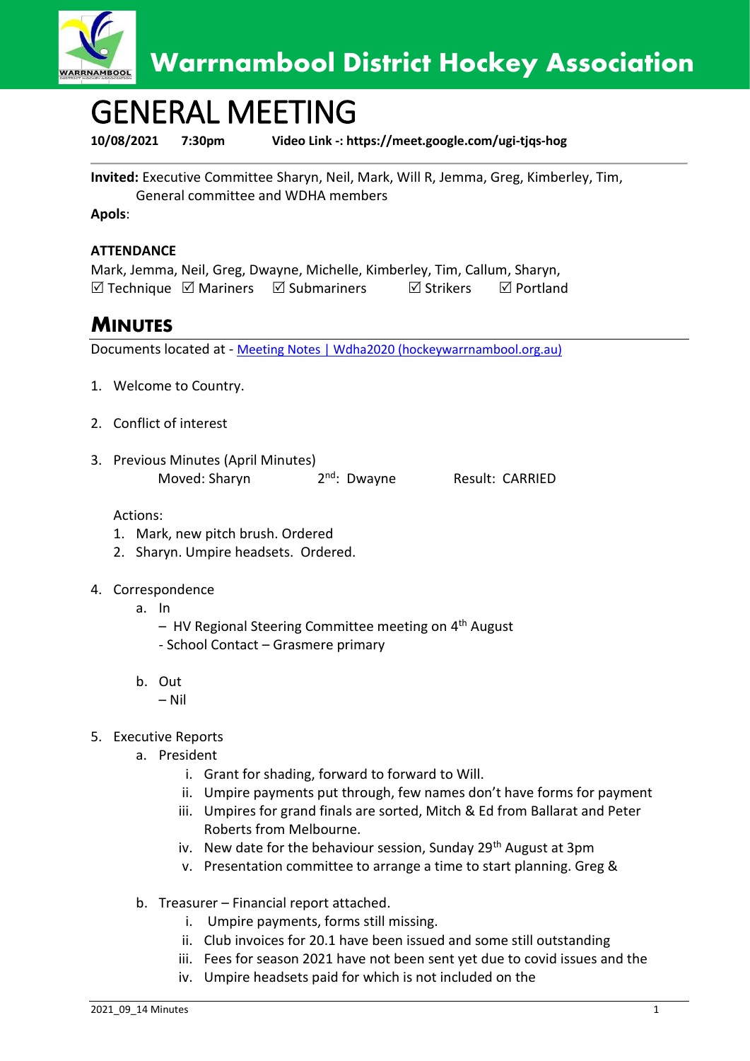Warrnambool District Hockey Association

# GENERAL MEETING

**10/08/2021 7:30pm Video Link -: https://meet.google.com/ugi-tjqs-hog**

**Invited:** Executive Committee Sharyn, Neil, Mark, Will R, Jemma, Greg, Kimberley, Tim, General committee and WDHA members

**Apols**:

**ATTENDANCE**

Mark, Jemma, Neil, Greg, Dwayne, Michelle, Kimberley, Tim, Callum, Sharyn,
☑ Technique ☑ Mariners ☑ Submariners ☑ Strikers ☑ Portland

## MINUTES

Documents located at - [Meeting Notes | Wdha2020 (hockeywarrnambool.org.au)]()

1. Welcome to Country.
2. Conflict of interest
3. Previous Minutes (April Minutes)
   Moved: Sharyn 2nd: Dwayne Result: CARRIED

   Actions:
   1. Mark, new pitch brush. Ordered
   2. Sharyn. Umpire headsets. Ordered.
4. Correspondence
   a. In
      – HV Regional Steering Committee meeting on 4th August
      - School Contact – Grasmere primary

   b. Out
      – Nil
5. Executive Reports
   a. President
      i. Grant for shading, forward to forward to Will.
      ii. Umpire payments put through, few names don't have forms for payment
      iii. Umpires for grand finals are sorted, Mitch & Ed from Ballarat and Peter Roberts from Melbourne.
      iv. New date for the behaviour session, Sunday 29th August at 3pm
      v. Presentation committee to arrange a time to start planning. Greg &

   b. Treasurer – Financial report attached.
      i. Umpire payments, forms still missing.
      ii. Club invoices for 20.1 have been issued and some still outstanding
      iii. Fees for season 2021 have not been sent yet due to covid issues and the
      iv. Umpire headsets paid for which is not included on the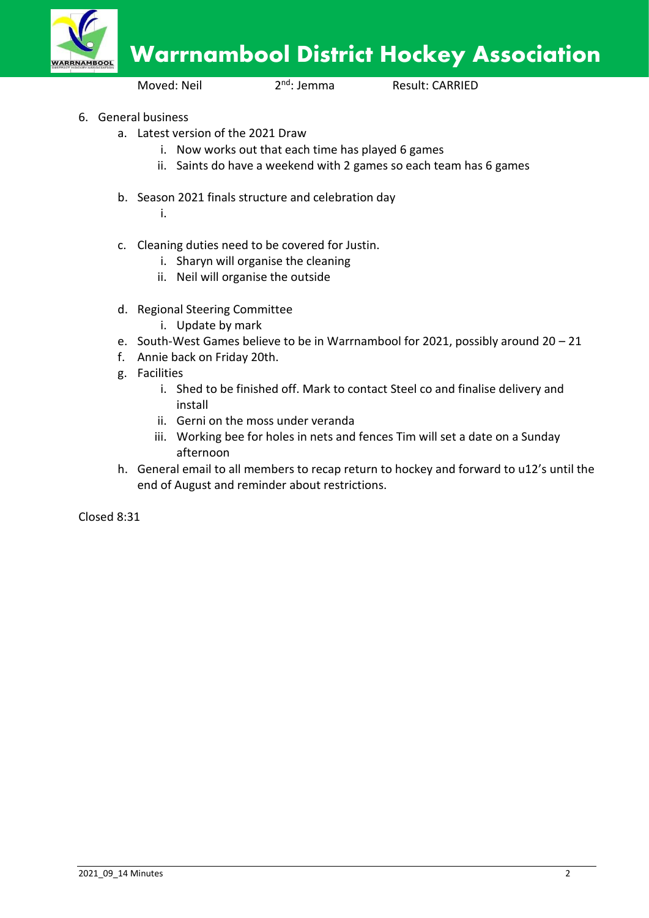Moved: Neil 2nd: Jemma Result: CARRIED

6. General business
    a. Latest version of the 2021 Draw
        i. Now works out that each time has played 6 games
        ii. Saints do have a weekend with 2 games so each team has 6 games

    b. Season 2021 finals structure and celebration day
        i.

    c. Cleaning duties need to be covered for Justin.
        i. Sharyn will organise the cleaning
        ii. Neil will organise the outside

    d. Regional Steering Committee
        i. Update by mark
    e. South-West Games believe to be in Warrnambool for 2021, possibly around 20 – 21
    f. Annie back on Friday 20th.
    g. Facilities
        i. Shed to be finished off. Mark to contact Steel co and finalise delivery and install
        ii. Gerni on the moss under veranda
        iii. Working bee for holes in nets and fences Tim will set a date on a Sunday afternoon
    h. General email to all members to recap return to hockey and forward to u12's until the end of August and reminder about restrictions.

Closed 8:31